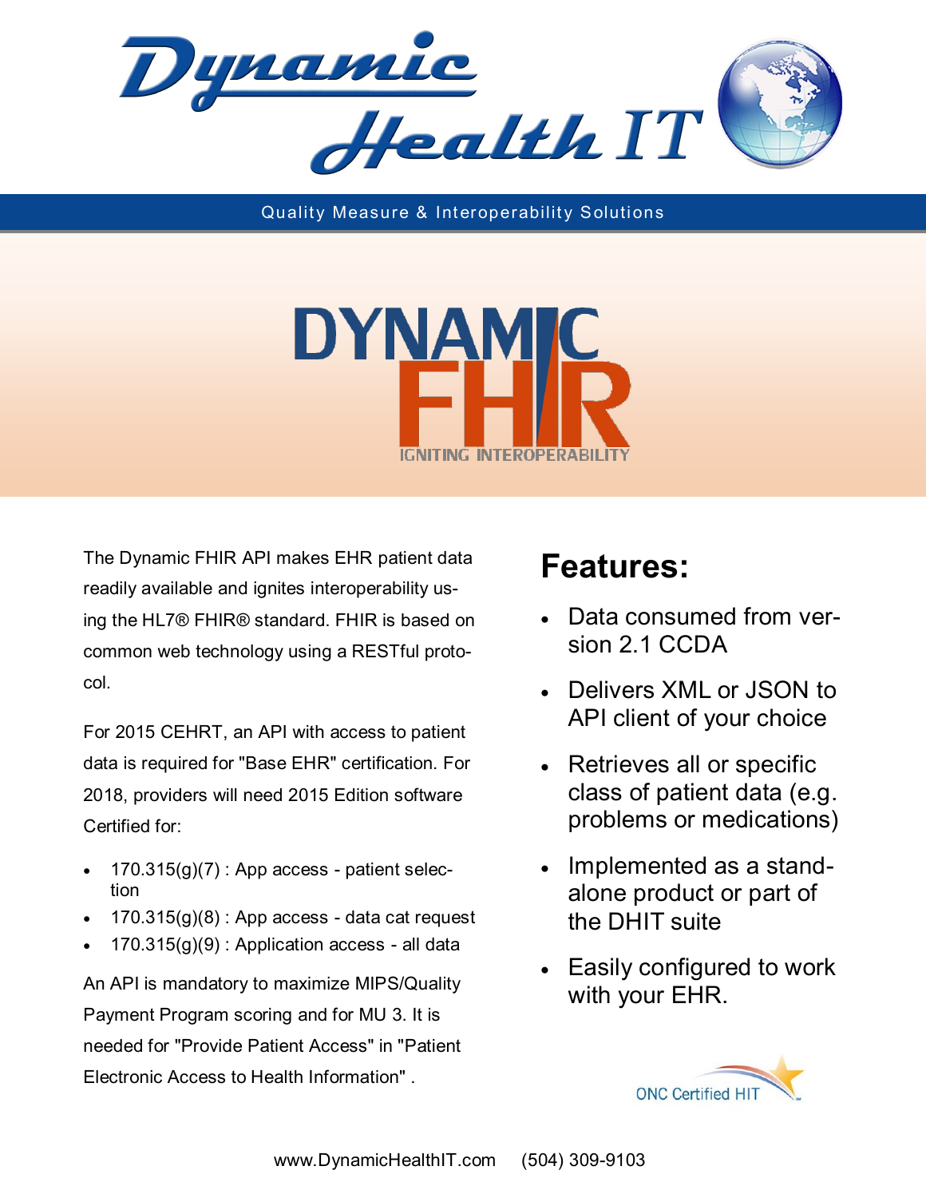# Dynamic Health IT

Quality Measure & Interoperability Solutions

# DYNAMIC FHIR

IGNITING INTEROPERABILITY

The Dynamic FHIR API makes EHR patient data readily available and ignites interoperability using the HL7® FHIR® standard. FHIR is based on common web technology using a RESTful protocol.

For 2015 CEHRT, an API with access to patient data is required for "Base EHR" certification. For 2018, providers will need 2015 Edition software Certified for:

- 170.315(g)(7) : App access - patient selection
- 170.315(g)(8) : App access - data cat request
- 170.315(g)(9) : Application access - all data

An API is mandatory to maximize MIPS/Quality Payment Program scoring and for MU 3. It is needed for "Provide Patient Access" in "Patient Electronic Access to Health Information" .

## Features:

- Data consumed from version 2.1 CCDA
- Delivers XML or JSON to API client of your choice
- Retrieves all or specific class of patient data (e.g. problems or medications)
- Implemented as a standalone product or part of the DHIT suite
- Easily configured to work with your EHR.

ONC Certified HIT

www.DynamicHealthIT.com (504) 309-9103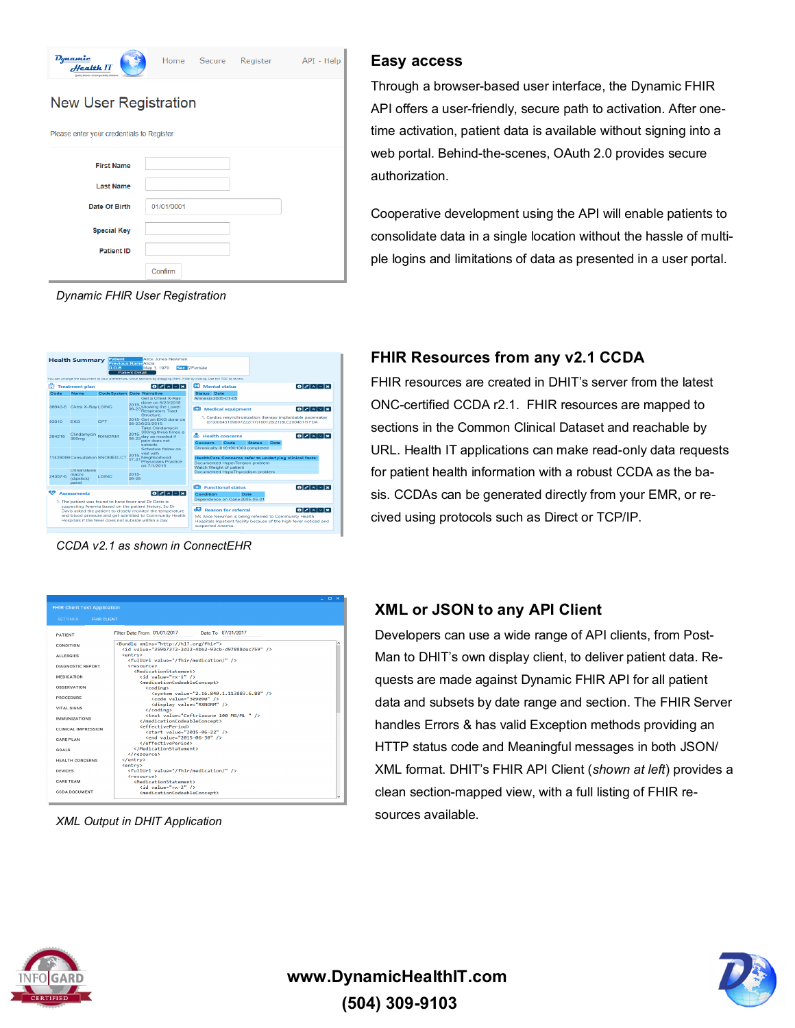*Dynamic FHIR User Registration*

## Easy access

Through a browser-based user interface, the Dynamic FHIR API offers a user-friendly, secure path to activation. After one-time activation, patient data is available without signing into a web portal. Behind-the-scenes, OAuth 2.0 provides secure authorization.

Cooperative development using the API will enable patients to consolidate data in a single location without the hassle of multiple logins and limitations of data as presented in a user portal.

*CCDA v2.1 as shown in ConnectEHR*

## FHIR Resources from any v2.1 CCDA

FHIR resources are created in DHIT's server from the latest ONC-certified CCDA r2.1. FHIR resources are mapped to sections in the Common Clinical Dataset and reachable by URL. Health IT applications can make read-only data requests for patient health information with a robust CCDA as the basis. CCDAs can be generated directly from your EMR, or recived using protocols such as Direct or TCP/IP.

*XML Output in DHIT Application*

## XML or JSON to any API Client

Developers can use a wide range of API clients, from PostMan to DHIT's own display client, to deliver patient data. Requests are made against Dynamic FHIR API for all patient data and subsets by date range and section. The FHIR Server handles Errors & has valid Exception methods providing an HTTP status code and Meaningful messages in both JSON/XML format. DHIT's FHIR API Client (*shown at left*) provides a clean section-mapped view, with a full listing of FHIR resources available.

**www.DynamicHealthIT.com**

**(504) 309-9103**